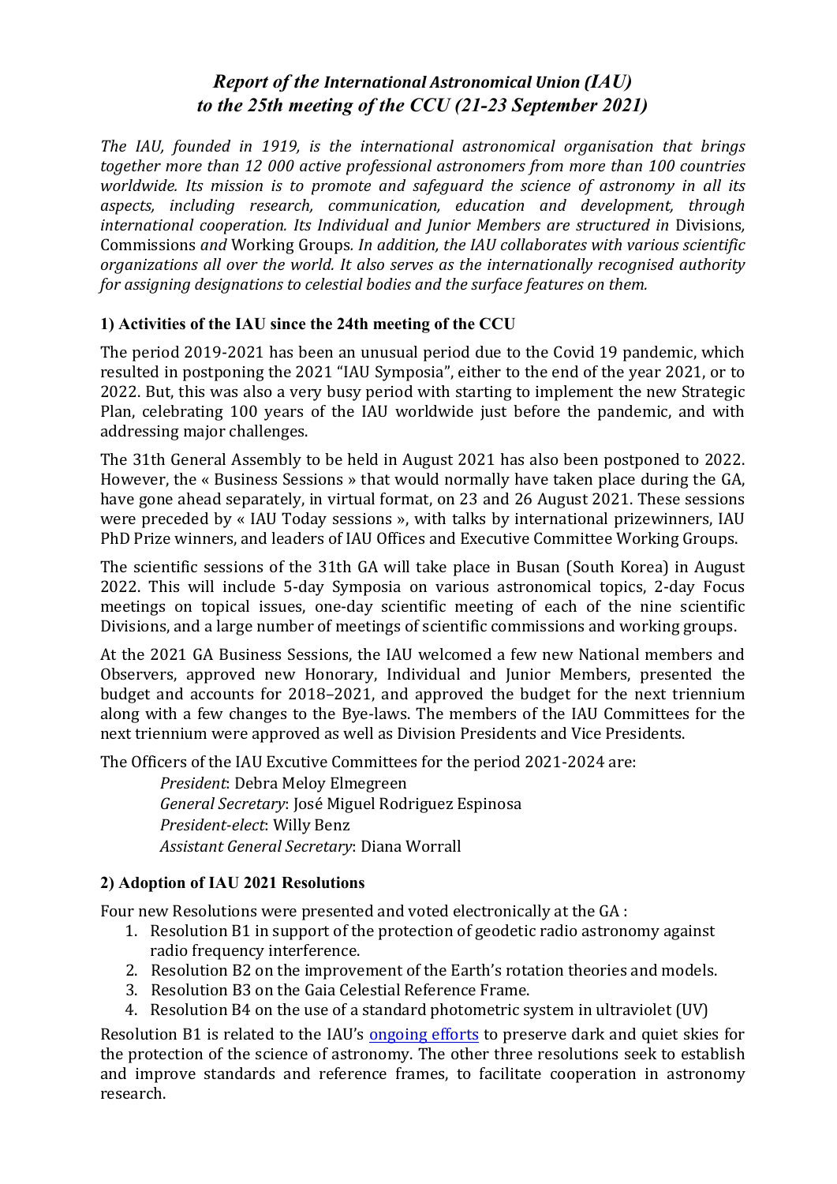# *Report of the International Astronomical Union (IAU) to the 25th meeting of the CCU (21-23 September 2021)*

*The IAU, founded in 1919, is the international astronomical organisation that brings together more than 12 000 active professional astronomers from more than 100 countries worldwide. Its mission is to promote and safeguard the science of astronomy in all its aspects, including research, communication, education and development, through international cooperation. Its Individual and Junior Members are structured in* Divisions, Commissions *and* Working Groups*. In addition, the IAU collaborates with various scientific organizations all over the world. It also serves as the internationally recognised authority for assigning designations to celestial bodies and the surface features on them.*

## 1) Activities of the IAU since the 24th meeting of the CCU

The period 2019-2021 has been an unusual period due to the Covid 19 pandemic, which resulted in postponing the 2021 "IAU Symposia", either to the end of the year 2021, or to 2022. But, this was also a very busy period with starting to implement the new Strategic Plan, celebrating 100 years of the IAU worldwide just before the pandemic, and with addressing major challenges.

The 31th General Assembly to be held in August 2021 has also been postponed to 2022. However, the « Business Sessions » that would normally have taken place during the GA, have gone ahead separately, in virtual format, on 23 and 26 August 2021. These sessions were preceded by « IAU Today sessions », with talks by international prizewinners, IAU PhD Prize winners, and leaders of IAU Offices and Executive Committee Working Groups.

The scientific sessions of the 31th GA will take place in Busan (South Korea) in August 2022. This will include 5-day Symposia on various astronomical topics, 2-day Focus meetings on topical issues, one-day scientific meeting of each of the nine scientific Divisions, and a large number of meetings of scientific commissions and working groups.

At the 2021 GA Business Sessions, the IAU welcomed a few new National members and Observers, approved new Honorary, Individual and Junior Members, presented the budget and accounts for 2018–2021, and approved the budget for the next triennium along with a few changes to the Bye-laws. The members of the IAU Committees for the next triennium were approved as well as Division Presidents and Vice Presidents.

The Officers of the IAU Excutive Committees for the period 2021-2024 are:

*President*: Debra Meloy Elmegreen
*General Secretary*: José Miguel Rodriguez Espinosa
*President-elect*: Willy Benz
*Assistant General Secretary*: Diana Worrall

## 2) Adoption of IAU 2021 Resolutions

Four new Resolutions were presented and voted electronically at the GA :

1. Resolution B1 in support of the protection of geodetic radio astronomy against radio frequency interference.
2. Resolution B2 on the improvement of the Earth's rotation theories and models.
3. Resolution B3 on the Gaia Celestial Reference Frame.
4. Resolution B4 on the use of a standard photometric system in ultraviolet (UV)

Resolution B1 is related to the IAU's ongoing efforts to preserve dark and quiet skies for the protection of the science of astronomy. The other three resolutions seek to establish and improve standards and reference frames, to facilitate cooperation in astronomy research.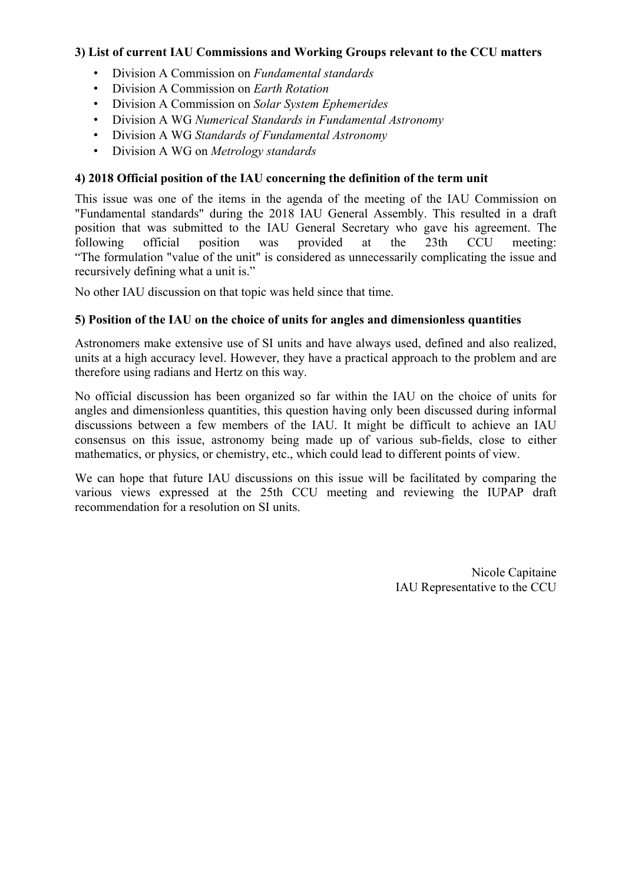### 3) List of current IAU Commissions and Working Groups relevant to the CCU matters

- Division A Commission on *Fundamental standards*
- Division A Commission on *Earth Rotation*
- Division A Commission on *Solar System Ephemerides*
- Division A WG *Numerical Standards in Fundamental Astronomy*
- Division A WG *Standards of Fundamental Astronomy*
- Division A WG on *Metrology standards*

### 4) 2018 Official position of the IAU concerning the definition of the term unit

This issue was one of the items in the agenda of the meeting of the IAU Commission on "Fundamental standards" during the 2018 IAU General Assembly. This resulted in a draft position that was submitted to the IAU General Secretary who gave his agreement. The following official position was provided at the 23th CCU meeting: "The formulation "value of the unit" is considered as unnecessarily complicating the issue and recursively defining what a unit is."

No other IAU discussion on that topic was held since that time.

### 5) Position of the IAU on the choice of units for angles and dimensionless quantities

Astronomers make extensive use of SI units and have always used, defined and also realized, units at a high accuracy level. However, they have a practical approach to the problem and are therefore using radians and Hertz on this way.

No official discussion has been organized so far within the IAU on the choice of units for angles and dimensionless quantities, this question having only been discussed during informal discussions between a few members of the IAU. It might be difficult to achieve an IAU consensus on this issue, astronomy being made up of various sub-fields, close to either mathematics, or physics, or chemistry, etc., which could lead to different points of view.

We can hope that future IAU discussions on this issue will be facilitated by comparing the various views expressed at the 25th CCU meeting and reviewing the IUPAP draft recommendation for a resolution on SI units.

Nicole Capitaine
IAU Representative to the CCU